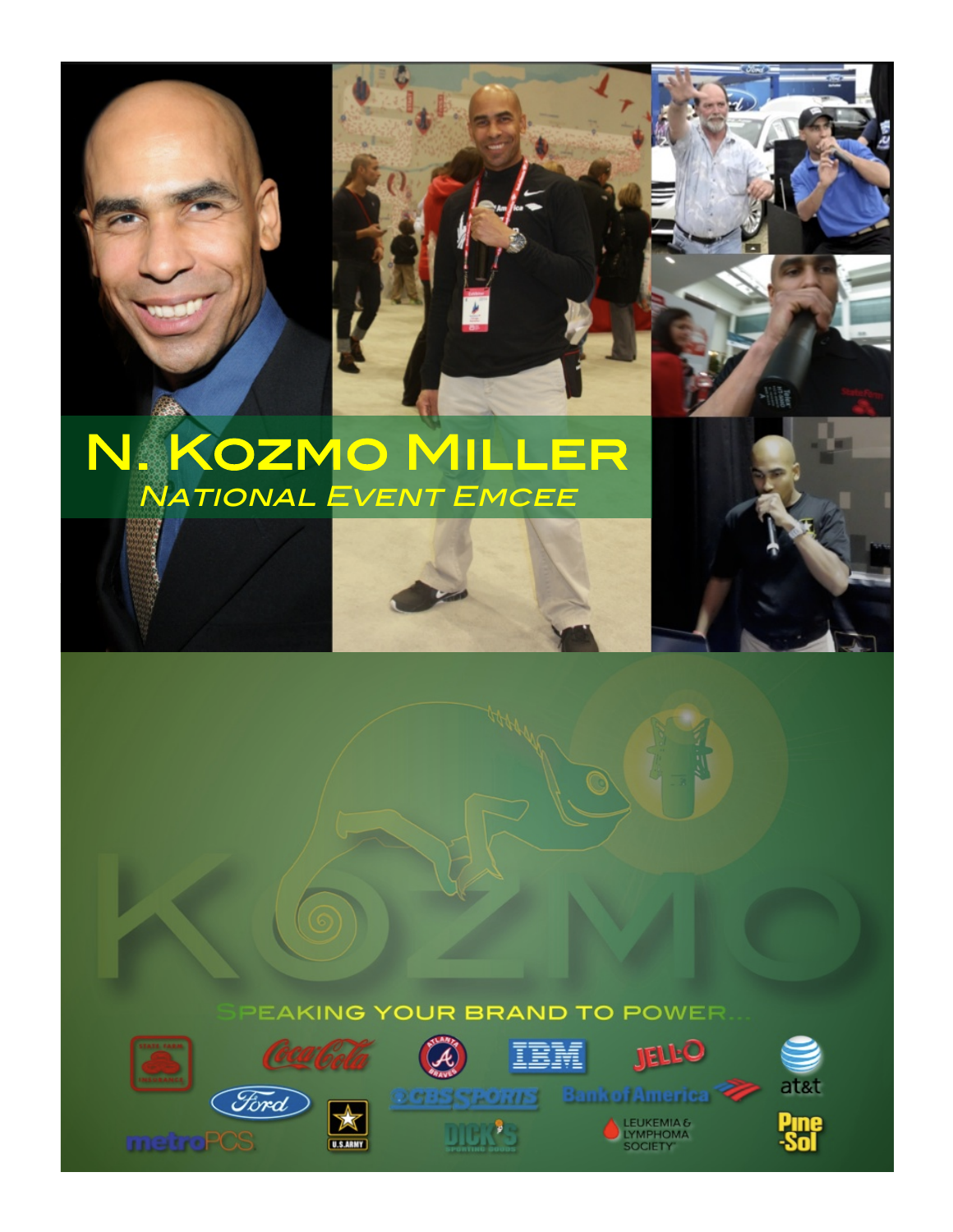# N. Kozmo Miller

## *National Event Emcee*

KOZMO

Speaking your brand to power...

State Farm Insurance · Coca-Cola · Atlanta Braves · IBM · Jell-O · at&t · Ford · U.S. Army · CBS Sports · Bank of America · metroPCS · Dick's Sporting Goods · Leukemia & Lymphoma Society · Pine-Sol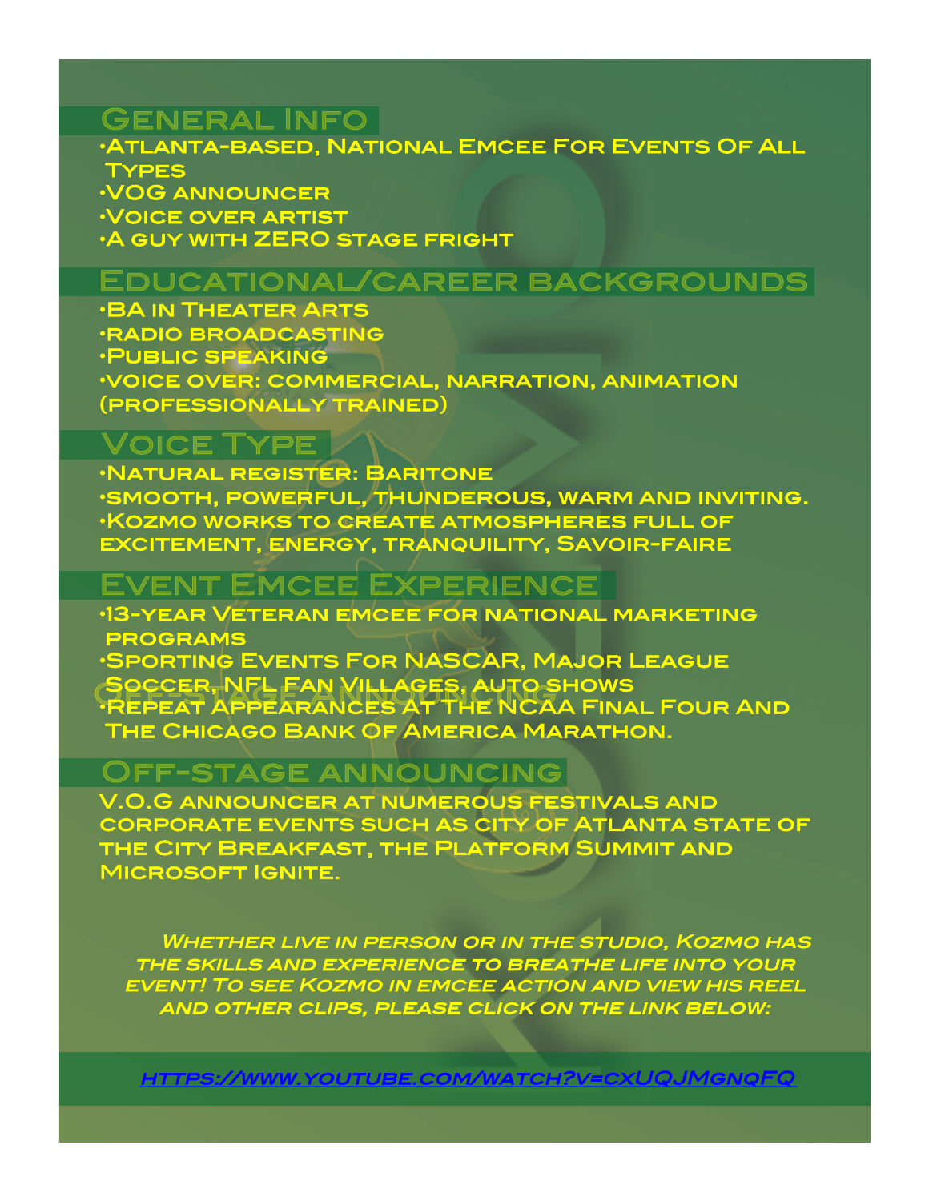## General Info

- Atlanta-based, National Emcee For Events Of All Types
- VOG announcer
- Voice over artist
- A guy with ZERO stage fright

## Educational/career backgrounds

- BA in Theater Arts
- radio broadcasting
- Public speaking
- voice over: commercial, narration, animation (professionally trained)

## Voice Type

- Natural register: Baritone
- smooth, powerful, thunderous, warm and inviting.
- Kozmo works to create atmospheres full of excitement, energy, tranquility, Savoir-faire

## Event Emcee Experience

- 13-year Veteran emcee for national marketing programs
- Sporting Events For NASCAR, Major League Soccer, NFL Fan Villages, auto shows
- Repeat Appearances At The NCAA Final Four And The Chicago Bank Of America Marathon.

## Off-stage announcing

V.O.G announcer at numerous festivals and corporate events such as city of Atlanta state of the City Breakfast, the Platform Summit and Microsoft Ignite.

*Whether live in person or in the studio, Kozmo has the skills and experience to breathe life into your event! To see Kozmo in emcee action and view his reel and other clips, please click on the link below:*

https://www.youtube.com/watch?v=cxUQJMgnqFQ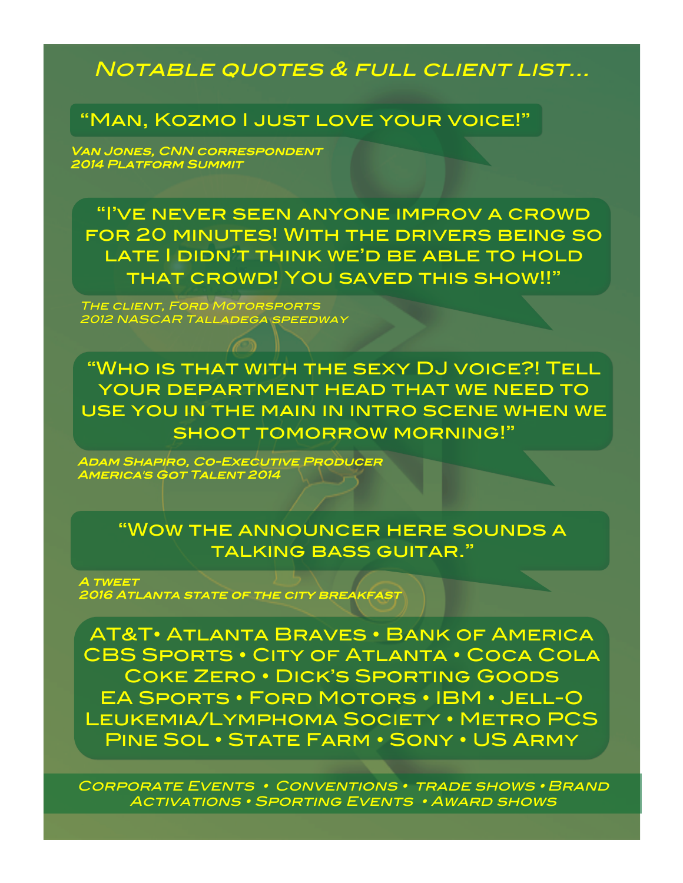## Notable quotes & full client list...

"Man, Kozmo I just love your voice!"

*Van Jones, CNN correspondent*
*2014 Platform Summit*

"I've never seen anyone improv a crowd for 20 minutes! With the drivers being so late I didn't think we'd be able to hold that crowd! You saved this show!!"

*The client, Ford Motorsports*
*2012 NASCAR Talladega speedway*

"Who is that with the sexy DJ voice?! Tell your department head that we need to use you in the main in intro scene when we shoot tomorrow morning!"

*Adam Shapiro, Co-Executive Producer*
*America's Got Talent 2014*

"Wow the announcer here sounds a talking bass guitar."

*A tweet*
*2016 Atlanta state of the city breakfast*

AT&T• Atlanta Braves • Bank of America
CBS Sports • City of Atlanta • Coca Cola
Coke Zero • Dick's Sporting Goods
EA Sports • Ford Motors • IBM • Jell-O
Leukemia/Lymphoma Society • Metro PCS
Pine Sol • State Farm • Sony • US Army

*Corporate Events • Conventions • trade shows • Brand Activations • Sporting Events • Award shows*